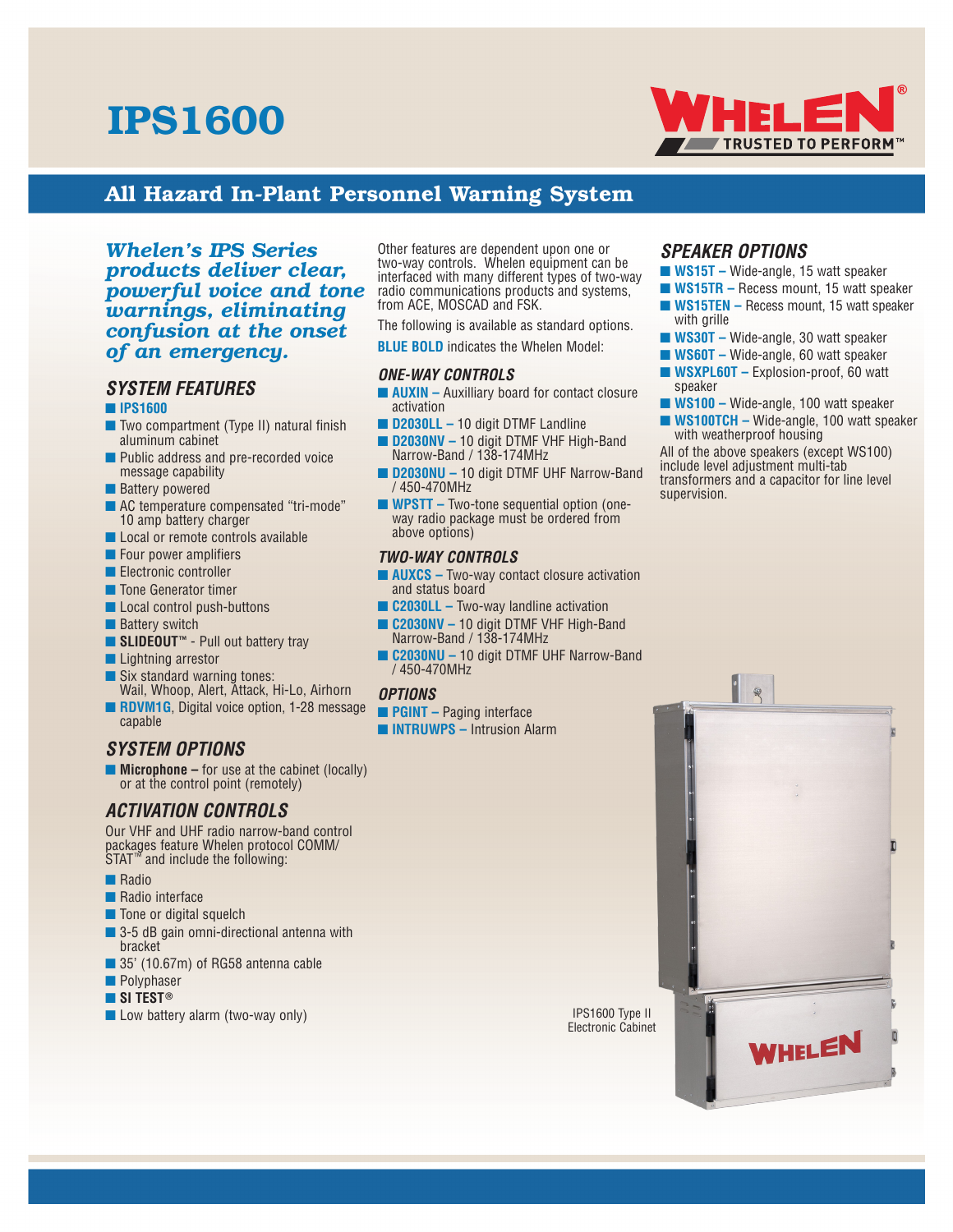# IPS1600

## All Hazard In-Plant Personnel Warning System

***Whelen's IPS Series products deliver clear, powerful voice and tone warnings, eliminating confusion at the onset of an emergency.***

### SYSTEM FEATURES

- **IPS1600**
- Two compartment (Type II) natural finish aluminum cabinet
- Public address and pre-recorded voice message capability
- Battery powered
- AC temperature compensated "tri-mode" 10 amp battery charger
- Local or remote controls available
- Four power amplifiers
- Electronic controller
- Tone Generator timer
- Local control push-buttons
- Battery switch
- **SLIDEOUT™** - Pull out battery tray
- Lightning arrestor
- Six standard warning tones: Wail, Whoop, Alert, Attack, Hi-Lo, Airhorn
- **RDVM1G**, Digital voice option, 1-28 message capable

### SYSTEM OPTIONS

- **Microphone –** for use at the cabinet (locally) or at the control point (remotely)

### ACTIVATION CONTROLS

Our VHF and UHF radio narrow-band control packages feature Whelen protocol COMM/STAT™ and include the following:

- Radio
- Radio interface
- Tone or digital squelch
- 3-5 dB gain omni-directional antenna with bracket
- 35' (10.67m) of RG58 antenna cable
- Polyphaser
- **SI TEST®**
- Low battery alarm (two-way only)

Other features are dependent upon one or two-way controls. Whelen equipment can be interfaced with many different types of two-way radio communications products and systems, from ACE, MOSCAD and FSK.

The following is available as standard options.

**BLUE BOLD** indicates the Whelen Model:

### ONE-WAY CONTROLS

- **AUXIN –** Auxilliary board for contact closure activation
- **D2030LL –** 10 digit DTMF Landline
- **D2030NV –** 10 digit DTMF VHF High-Band Narrow-Band / 138-174MHz
- **D2030NU –** 10 digit DTMF UHF Narrow-Band / 450-470MHz
- **WPSTT –** Two-tone sequential option (one-way radio package must be ordered from above options)

### TWO-WAY CONTROLS

- **AUXCS –** Two-way contact closure activation and status board
- **C2030LL –** Two-way landline activation
- **C2030NV –** 10 digit DTMF VHF High-Band Narrow-Band / 138-174MHz
- **C2030NU –** 10 digit DTMF UHF Narrow-Band / 450-470MHz

### OPTIONS

- **PGINT –** Paging interface
- **INTRUWPS –** Intrusion Alarm

### SPEAKER OPTIONS

- **WS15T –** Wide-angle, 15 watt speaker
- **WS15TR –** Recess mount, 15 watt speaker
- **WS15TEN –** Recess mount, 15 watt speaker with grille
- **WS30T –** Wide-angle, 30 watt speaker
- **WS60T –** Wide-angle, 60 watt speaker
- **WSXPL60T –** Explosion-proof, 60 watt speaker
- **WS100 –** Wide-angle, 100 watt speaker
- **WS100TCH –** Wide-angle, 100 watt speaker with weatherproof housing

All of the above speakers (except WS100) include level adjustment multi-tab transformers and a capacitor for line level supervision.

IPS1600 Type II Electronic Cabinet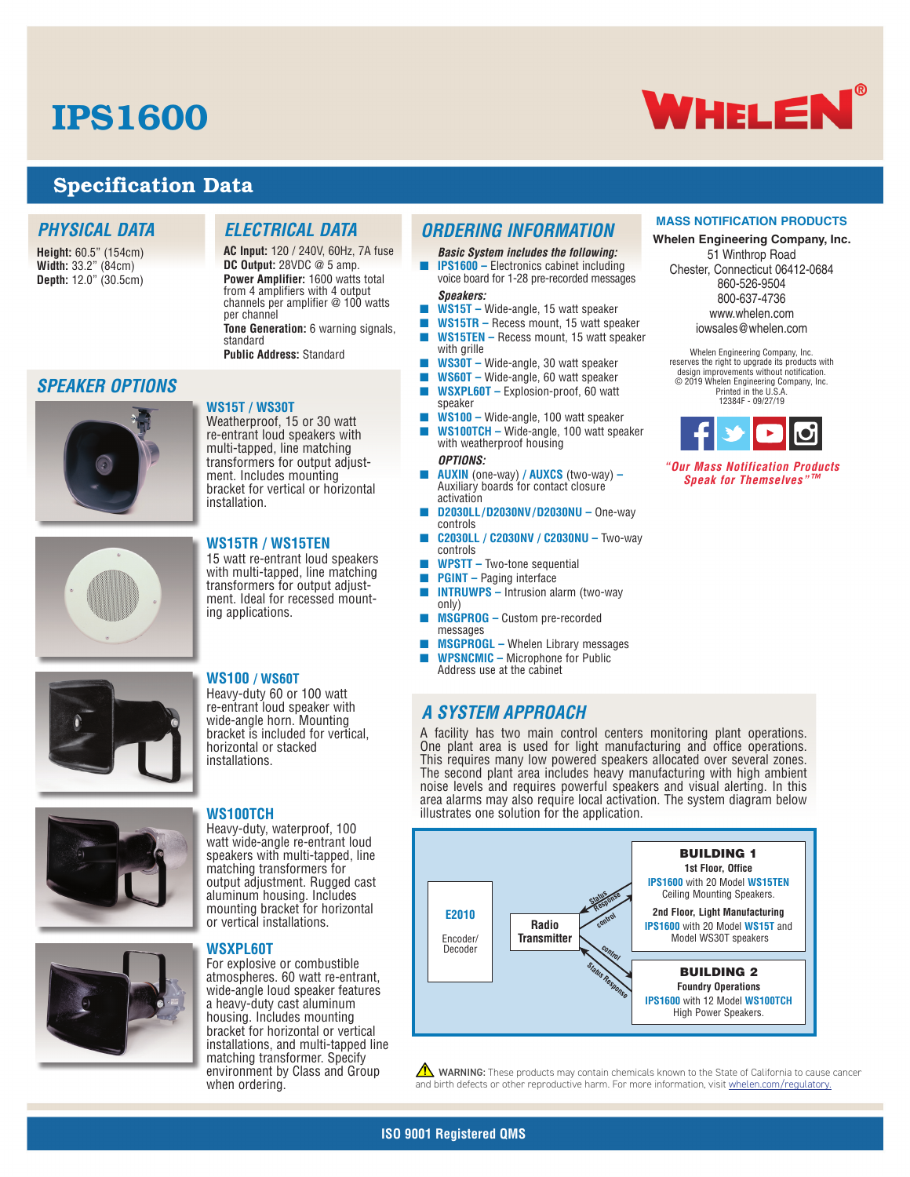# IPS1600

WHELEN®

## Specification Data

### PHYSICAL DATA

**Height:** 60.5" (154cm)
**Width:** 33.2" (84cm)
**Depth:** 12.0" (30.5cm)

### ELECTRICAL DATA

**AC Input:** 120 / 240V, 60Hz, 7A fuse
**DC Output:** 28VDC @ 5 amp.
**Power Amplifier:** 1600 watts total from 4 amplifiers with 4 output channels per amplifier @ 100 watts per channel
**Tone Generation:** 6 warning signals, standard
**Public Address:** Standard

### SPEAKER OPTIONS

**WS15T / WS30T**
Weatherproof, 15 or 30 watt re-entrant loud speakers with multi-tapped, line matching transformers for output adjustment. Includes mounting bracket for vertical or horizontal installation.

**WS15TR / WS15TEN**
15 watt re-entrant loud speakers with multi-tapped, line matching transformers for output adjustment. Ideal for recessed mounting applications.

**WS100 / WS60T**
Heavy-duty 60 or 100 watt re-entrant loud speaker with wide-angle horn. Mounting bracket is included for vertical, horizontal or stacked installations.

**WS100TCH**
Heavy-duty, waterproof, 100 watt wide-angle re-entrant loud speakers with multi-tapped, line matching transformers for output adjustment. Rugged cast aluminum housing. Includes mounting bracket for horizontal or vertical installations.

**WSXPL60T**
For explosive or combustible atmospheres. 60 watt re-entrant, wide-angle loud speaker features a heavy-duty cast aluminum housing. Includes mounting bracket for horizontal or vertical installations, and multi-tapped line matching transformer. Specify environment by Class and Group when ordering.

### ORDERING INFORMATION

***Basic System includes the following:***

- **IPS1600 –** Electronics cabinet including voice board for 1-28 pre-recorded messages

***Speakers:***

- **WS15T –** Wide-angle, 15 watt speaker
- **WS15TR –** Recess mount, 15 watt speaker
- **WS15TEN –** Recess mount, 15 watt speaker with grille
- **WS30T –** Wide-angle, 30 watt speaker
- **WS60T –** Wide-angle, 60 watt speaker
- **WSXPL60T –** Explosion-proof, 60 watt speaker
- **WS100 –** Wide-angle, 100 watt speaker
- **WS100TCH –** Wide-angle, 100 watt speaker with weatherproof housing

***OPTIONS:***

- **AUXIN** (one-way) / **AUXCS** (two-way) **–** Auxiliary boards for contact closure activation
- **D2030LL/D2030NV/D2030NU –** One-way controls
- **C2030LL / C2030NV / C2030NU –** Two-way controls
- **WPSTT –** Two-tone sequential
- **PGINT –** Paging interface
- **INTRUWPS –** Intrusion alarm (two-way only)
- **MSGPROG –** Custom pre-recorded messages
- **MSGPROGL –** Whelen Library messages
- **WPSNCMIC –** Microphone for Public Address use at the cabinet

### MASS NOTIFICATION PRODUCTS

**Whelen Engineering Company, Inc.**
51 Winthrop Road
Chester, Connecticut 06412-0684
860-526-9504
800-637-4736
www.whelen.com
iowsales@whelen.com

Whelen Engineering Company, Inc. reserves the right to upgrade its products with design improvements without notification.
© 2019 Whelen Engineering Company, Inc.
Printed in the U.S.A.
12384F - 09/27/19

*"Our Mass Notification Products Speak for Themselves"™*

### A SYSTEM APPROACH

A facility has two main control centers monitoring plant operations. One plant area is used for light manufacturing and office operations. This requires many low powered speakers allocated over several zones. The second plant area includes heavy manufacturing with high ambient noise levels and requires powerful speakers and visual alerting. In this area alarms may also require local activation. The system diagram below illustrates one solution for the application.

E2010
Encoder/Decoder

Radio Transmitter

Status Response
control
control
Status Response

**BUILDING 1**
**1st Floor, Office**
IPS1600 with 20 Model WS15TEN Ceiling Mounting Speakers.
**2nd Floor, Light Manufacturing**
IPS1600 with 20 Model WS15T and Model WS30T speakers

**BUILDING 2**
**Foundry Operations**
IPS1600 with 12 Model WS100TCH High Power Speakers.

⚠ **WARNING:** These products may contain chemicals known to the State of California to cause cancer and birth defects or other reproductive harm. For more information, visit whelen.com/regulatory.

**ISO 9001 Registered QMS**